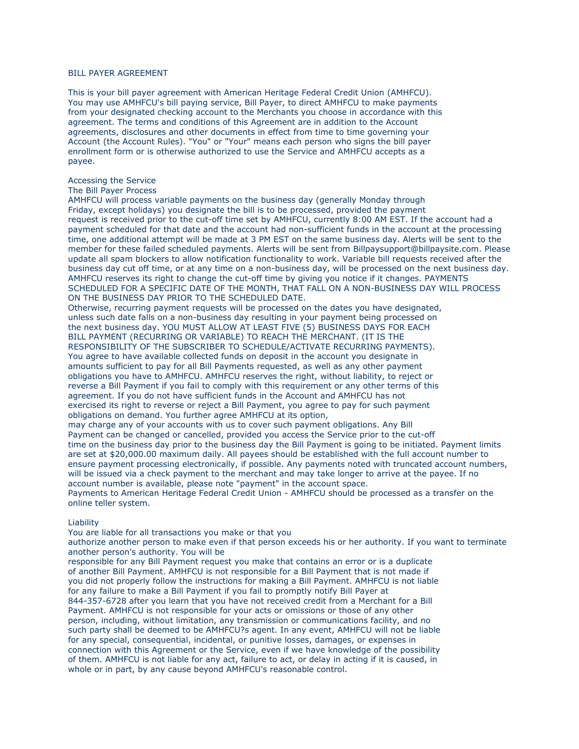# BILL PAYER AGREEMENT

This is your bill payer agreement with American Heritage Federal Credit Union (AMHFCU). You may use AMHFCU's bill paying service, Bill Payer, to direct AMHFCU to make payments from your designated checking account to the Merchants you choose in accordance with this agreement. The terms and conditions of this Agreement are in addition to the Account agreements, disclosures and other documents in effect from time to time governing your Account (the Account Rules). "You" or "Your" means each person who signs the bill payer enrollment form or is otherwise authorized to use the Service and AMHFCU accepts as a payee.

## Accessing the Service

### The Bill Payer Process

AMHFCU will process variable payments on the business day (generally Monday through Friday, except holidays) you designate the bill is to be processed, provided the payment request is received prior to the cut-off time set by AMHFCU, currently 8:00 AM EST. If the account had a payment scheduled for that date and the account had non-sufficient funds in the account at the processing time, one additional attempt will be made at 3 PM EST on the same business day. Alerts will be sent to the member for these failed scheduled payments. Alerts will be sent from Billpaysupport@billpaysite.com. Please update all spam blockers to allow notification functionality to work. Variable bill requests received after the business day cut off time, or at any time on a non-business day, will be processed on the next business day. AMHFCU reserves its right to change the cut-off time by giving you notice if it changes. PAYMENTS SCHEDULED FOR A SPECIFIC DATE OF THE MONTH, THAT FALL ON A NON-BUSINESS DAY WILL PROCESS ON THE BUSINESS DAY PRIOR TO THE SCHEDULED DATE.

Otherwise, recurring payment requests will be processed on the dates you have designated, unless such date falls on a non-business day resulting in your payment being processed on the next business day. YOU MUST ALLOW AT LEAST FIVE (5) BUSINESS DAYS FOR EACH BILL PAYMENT (RECURRING OR VARIABLE) TO REACH THE MERCHANT. (IT IS THE RESPONSIBILITY OF THE SUBSCRIBER TO SCHEDULE/ACTIVATE RECURRING PAYMENTS).

You agree to have available collected funds on deposit in the account you designate in amounts sufficient to pay for all Bill Payments requested, as well as any other payment obligations you have to AMHFCU. AMHFCU reserves the right, without liability, to reject or reverse a Bill Payment if you fail to comply with this requirement or any other terms of this agreement. If you do not have sufficient funds in the Account and AMHFCU has not exercised its right to reverse or reject a Bill Payment, you agree to pay for such payment obligations on demand. You further agree AMHFCU at its option, may charge any of your accounts with us to cover such payment obligations. Any Bill Payment can be changed or cancelled, provided you access the Service prior to the cut-off time on the business day prior to the business day the Bill Payment is going to be initiated. Payment limits are set at $20,000.00 maximum daily. All payees should be established with the full account number to ensure payment processing electronically, if possible. Any payments noted with truncated account numbers, will be issued via a check payment to the merchant and may take longer to arrive at the payee. If no account number is available, please note "payment" in the account space.

Payments to American Heritage Federal Credit Union - AMHFCU should be processed as a transfer on the online teller system.

## Liability

You are liable for all transactions you make or that you authorize another person to make even if that person exceeds his or her authority. If you want to terminate another person's authority. You will be responsible for any Bill Payment request you make that contains an error or is a duplicate of another Bill Payment. AMHFCU is not responsible for a Bill Payment that is not made if you did not properly follow the instructions for making a Bill Payment. AMHFCU is not liable for any failure to make a Bill Payment if you fail to promptly notify Bill Payer at 844-357-6728 after you learn that you have not received credit from a Merchant for a Bill Payment. AMHFCU is not responsible for your acts or omissions or those of any other person, including, without limitation, any transmission or communications facility, and no such party shall be deemed to be AMHFCU?s agent. In any event, AMHFCU will not be liable for any special, consequential, incidental, or punitive losses, damages, or expenses in connection with this Agreement or the Service, even if we have knowledge of the possibility of them. AMHFCU is not liable for any act, failure to act, or delay in acting if it is caused, in whole or in part, by any cause beyond AMHFCU's reasonable control.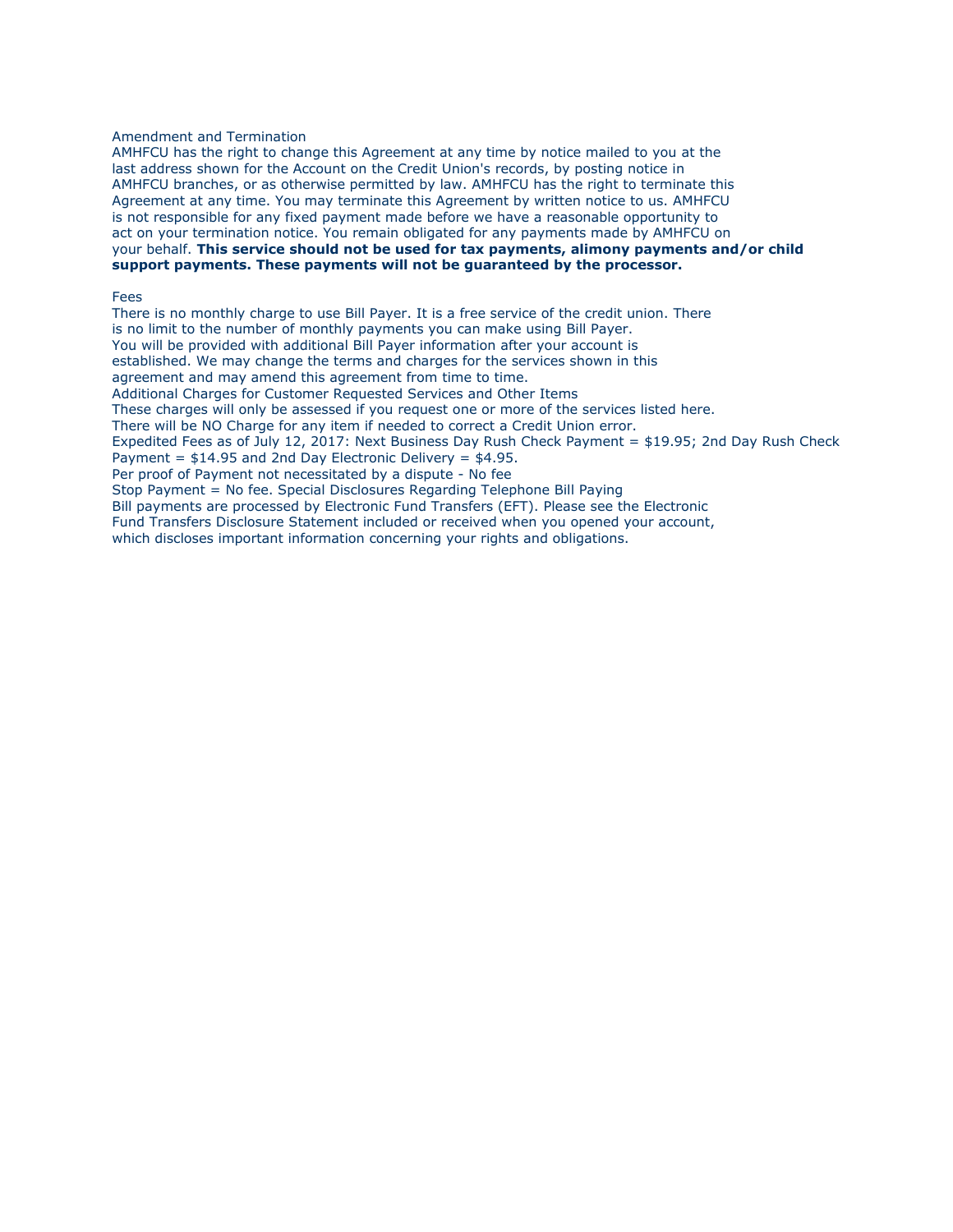## Amendment and Termination

AMHFCU has the right to change this Agreement at any time by notice mailed to you at the last address shown for the Account on the Credit Union's records, by posting notice in AMHFCU branches, or as otherwise permitted by law. AMHFCU has the right to terminate this Agreement at any time. You may terminate this Agreement by written notice to us. AMHFCU is not responsible for any fixed payment made before we have a reasonable opportunity to act on your termination notice. You remain obligated for any payments made by AMHFCU on your behalf. **This service should not be used for tax payments, alimony payments and/or child support payments. These payments will not be guaranteed by the processor.**

## Fees

There is no monthly charge to use Bill Payer. It is a free service of the credit union. There is no limit to the number of monthly payments you can make using Bill Payer.
You will be provided with additional Bill Payer information after your account is established. We may change the terms and charges for the services shown in this agreement and may amend this agreement from time to time.
Additional Charges for Customer Requested Services and Other Items
These charges will only be assessed if you request one or more of the services listed here.
There will be NO Charge for any item if needed to correct a Credit Union error.
Expedited Fees as of July 12, 2017: Next Business Day Rush Check Payment = $19.95; 2nd Day Rush Check Payment = $14.95 and 2nd Day Electronic Delivery = $4.95.
Per proof of Payment not necessitated by a dispute - No fee
Stop Payment = No fee. Special Disclosures Regarding Telephone Bill Paying
Bill payments are processed by Electronic Fund Transfers (EFT). Please see the Electronic Fund Transfers Disclosure Statement included or received when you opened your account, which discloses important information concerning your rights and obligations.